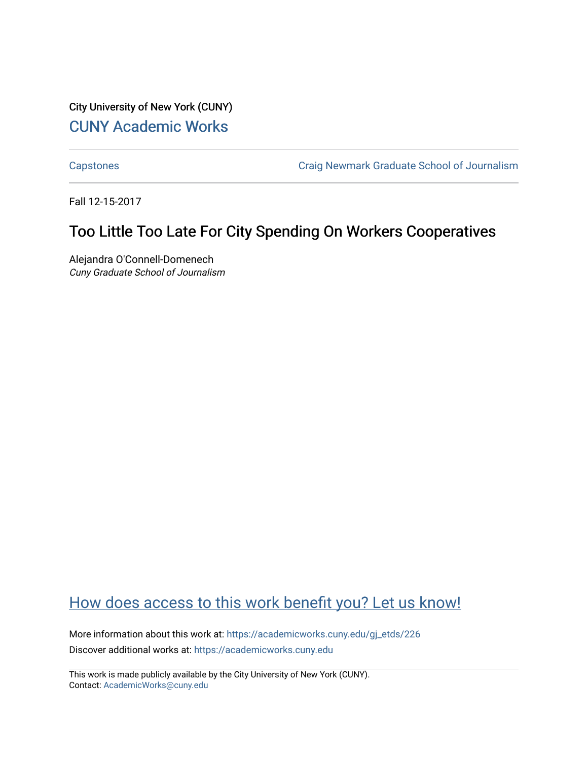City University of New York (CUNY)

[CUNY Academic Works](https://academicworks.cuny.edu)

[Capstones](https://academicworks.cuny.edu/gj_etds) | [Craig Newmark Graduate School of Journalism](https://academicworks.cuny.edu/gj)

Fall 12-15-2017

# Too Little Too Late For City Spending On Workers Cooperatives

Alejandra O'Connell-Domenech
*Cuny Graduate School of Journalism*

## How does access to this work benefit you? Let us know!

More information about this work at: https://academicworks.cuny.edu/gj_etds/226

Discover additional works at: https://academicworks.cuny.edu

This work is made publicly available by the City University of New York (CUNY).
Contact: AcademicWorks@cuny.edu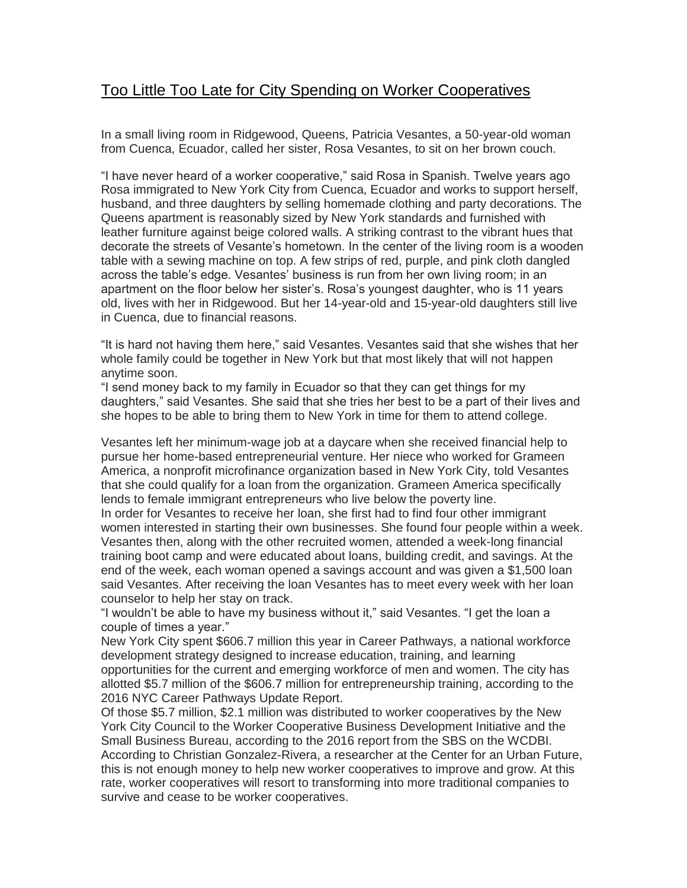# Too Little Too Late for City Spending on Worker Cooperatives

In a small living room in Ridgewood, Queens, Patricia Vesantes, a 50-year-old woman from Cuenca, Ecuador, called her sister, Rosa Vesantes, to sit on her brown couch.

"I have never heard of a worker cooperative," said Rosa in Spanish. Twelve years ago Rosa immigrated to New York City from Cuenca, Ecuador and works to support herself, husband, and three daughters by selling homemade clothing and party decorations. The Queens apartment is reasonably sized by New York standards and furnished with leather furniture against beige colored walls. A striking contrast to the vibrant hues that decorate the streets of Vesante's hometown. In the center of the living room is a wooden table with a sewing machine on top. A few strips of red, purple, and pink cloth dangled across the table's edge. Vesantes' business is run from her own living room; in an apartment on the floor below her sister's. Rosa's youngest daughter, who is 11 years old, lives with her in Ridgewood. But her 14-year-old and 15-year-old daughters still live in Cuenca, due to financial reasons.

"It is hard not having them here," said Vesantes. Vesantes said that she wishes that her whole family could be together in New York but that most likely that will not happen anytime soon.

"I send money back to my family in Ecuador so that they can get things for my daughters," said Vesantes. She said that she tries her best to be a part of their lives and she hopes to be able to bring them to New York in time for them to attend college.

Vesantes left her minimum-wage job at a daycare when she received financial help to pursue her home-based entrepreneurial venture. Her niece who worked for Grameen America, a nonprofit microfinance organization based in New York City, told Vesantes that she could qualify for a loan from the organization. Grameen America specifically lends to female immigrant entrepreneurs who live below the poverty line.

In order for Vesantes to receive her loan, she first had to find four other immigrant women interested in starting their own businesses. She found four people within a week. Vesantes then, along with the other recruited women, attended a week-long financial training boot camp and were educated about loans, building credit, and savings. At the end of the week, each woman opened a savings account and was given a $1,500 loan said Vesantes. After receiving the loan Vesantes has to meet every week with her loan counselor to help her stay on track.

"I wouldn't be able to have my business without it," said Vesantes. "I get the loan a couple of times a year."

New York City spent $606.7 million this year in Career Pathways, a national workforce development strategy designed to increase education, training, and learning opportunities for the current and emerging workforce of men and women. The city has allotted $5.7 million of the $606.7 million for entrepreneurship training, according to the 2016 NYC Career Pathways Update Report.

Of those $5.7 million, $2.1 million was distributed to worker cooperatives by the New York City Council to the Worker Cooperative Business Development Initiative and the Small Business Bureau, according to the 2016 report from the SBS on the WCDBI. According to Christian Gonzalez-Rivera, a researcher at the Center for an Urban Future, this is not enough money to help new worker cooperatives to improve and grow. At this rate, worker cooperatives will resort to transforming into more traditional companies to survive and cease to be worker cooperatives.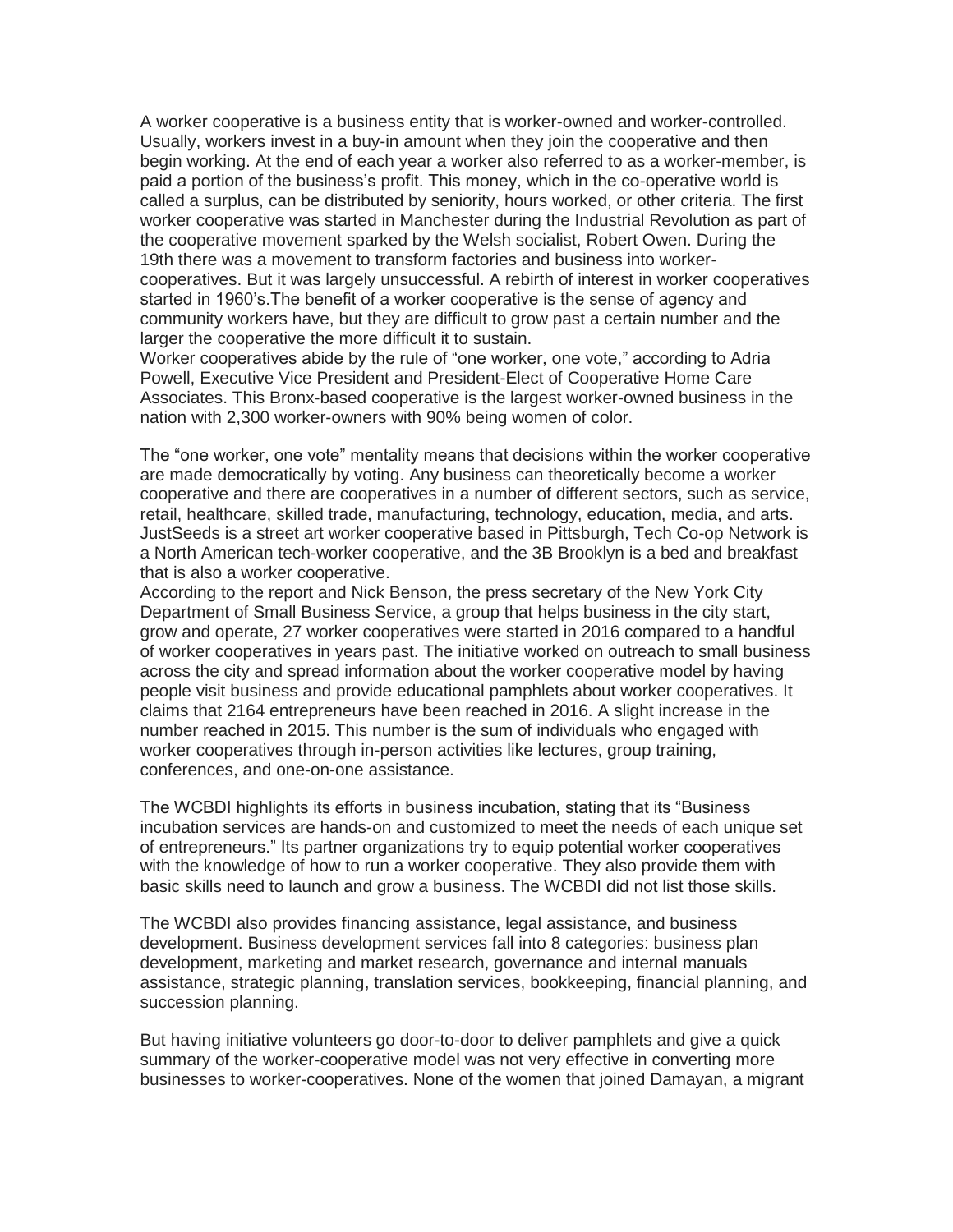A worker cooperative is a business entity that is worker-owned and worker-controlled. Usually, workers invest in a buy-in amount when they join the cooperative and then begin working. At the end of each year a worker also referred to as a worker-member, is paid a portion of the business's profit. This money, which in the co-operative world is called a surplus, can be distributed by seniority, hours worked, or other criteria. The first worker cooperative was started in Manchester during the Industrial Revolution as part of the cooperative movement sparked by the Welsh socialist, Robert Owen. During the 19th there was a movement to transform factories and business into worker-cooperatives. But it was largely unsuccessful. A rebirth of interest in worker cooperatives started in 1960's.The benefit of a worker cooperative is the sense of agency and community workers have, but they are difficult to grow past a certain number and the larger the cooperative the more difficult it to sustain.
Worker cooperatives abide by the rule of "one worker, one vote," according to Adria Powell, Executive Vice President and President-Elect of Cooperative Home Care Associates. This Bronx-based cooperative is the largest worker-owned business in the nation with 2,300 worker-owners with 90% being women of color.

The "one worker, one vote" mentality means that decisions within the worker cooperative are made democratically by voting. Any business can theoretically become a worker cooperative and there are cooperatives in a number of different sectors, such as service, retail, healthcare, skilled trade, manufacturing, technology, education, media, and arts. JustSeeds is a street art worker cooperative based in Pittsburgh, Tech Co-op Network is a North American tech-worker cooperative, and the 3B Brooklyn is a bed and breakfast that is also a worker cooperative.
According to the report and Nick Benson, the press secretary of the New York City Department of Small Business Service, a group that helps business in the city start, grow and operate, 27 worker cooperatives were started in 2016 compared to a handful of worker cooperatives in years past. The initiative worked on outreach to small business across the city and spread information about the worker cooperative model by having people visit business and provide educational pamphlets about worker cooperatives. It claims that 2164 entrepreneurs have been reached in 2016. A slight increase in the number reached in 2015. This number is the sum of individuals who engaged with worker cooperatives through in-person activities like lectures, group training, conferences, and one-on-one assistance.

The WCBDI highlights its efforts in business incubation, stating that its "Business incubation services are hands-on and customized to meet the needs of each unique set of entrepreneurs." Its partner organizations try to equip potential worker cooperatives with the knowledge of how to run a worker cooperative. They also provide them with basic skills need to launch and grow a business. The WCBDI did not list those skills.

The WCBDI also provides financing assistance, legal assistance, and business development. Business development services fall into 8 categories: business plan development, marketing and market research, governance and internal manuals assistance, strategic planning, translation services, bookkeeping, financial planning, and succession planning.

But having initiative volunteers go door-to-door to deliver pamphlets and give a quick summary of the worker-cooperative model was not very effective in converting more businesses to worker-cooperatives. None of the women that joined Damayan, a migrant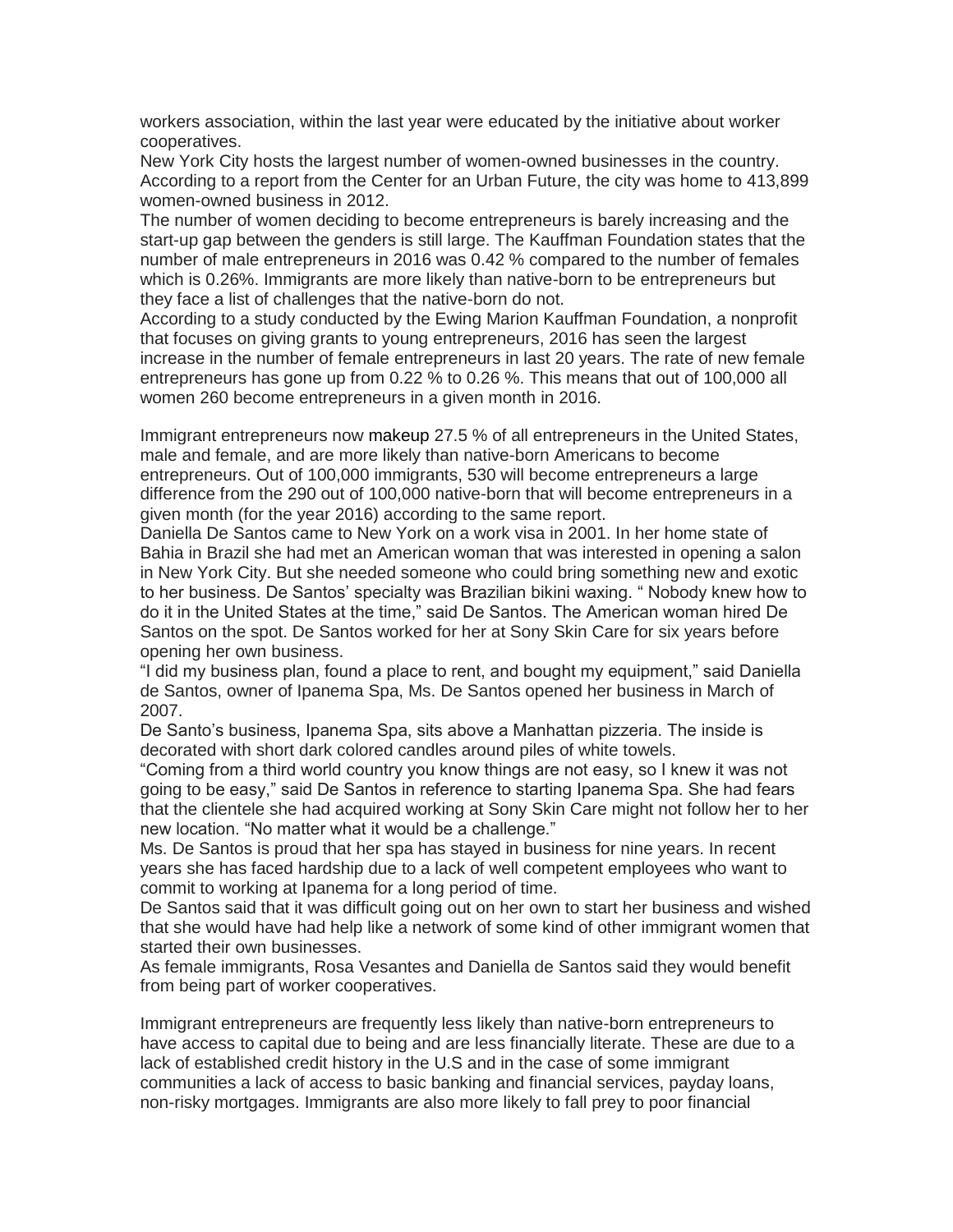workers association, within the last year were educated by the initiative about worker cooperatives.

New York City hosts the largest number of women-owned businesses in the country. According to a report from the Center for an Urban Future, the city was home to 413,899 women-owned business in 2012.

The number of women deciding to become entrepreneurs is barely increasing and the start-up gap between the genders is still large. The Kauffman Foundation states that the number of male entrepreneurs in 2016 was 0.42 % compared to the number of females which is 0.26%. Immigrants are more likely than native-born to be entrepreneurs but they face a list of challenges that the native-born do not.

According to a study conducted by the Ewing Marion Kauffman Foundation, a nonprofit that focuses on giving grants to young entrepreneurs, 2016 has seen the largest increase in the number of female entrepreneurs in last 20 years. The rate of new female entrepreneurs has gone up from 0.22 % to 0.26 %. This means that out of 100,000 all women 260 become entrepreneurs in a given month in 2016.

Immigrant entrepreneurs now makeup 27.5 % of all entrepreneurs in the United States, male and female, and are more likely than native-born Americans to become entrepreneurs. Out of 100,000 immigrants, 530 will become entrepreneurs a large difference from the 290 out of 100,000 native-born that will become entrepreneurs in a given month (for the year 2016) according to the same report.

Daniella De Santos came to New York on a work visa in 2001. In her home state of Bahia in Brazil she had met an American woman that was interested in opening a salon in New York City. But she needed someone who could bring something new and exotic to her business. De Santos' specialty was Brazilian bikini waxing. " Nobody knew how to do it in the United States at the time," said De Santos. The American woman hired De Santos on the spot. De Santos worked for her at Sony Skin Care for six years before opening her own business.

"I did my business plan, found a place to rent, and bought my equipment," said Daniella de Santos, owner of Ipanema Spa, Ms. De Santos opened her business in March of 2007.

De Santo's business, Ipanema Spa, sits above a Manhattan pizzeria. The inside is decorated with short dark colored candles around piles of white towels.

"Coming from a third world country you know things are not easy, so I knew it was not going to be easy," said De Santos in reference to starting Ipanema Spa. She had fears that the clientele she had acquired working at Sony Skin Care might not follow her to her new location. "No matter what it would be a challenge."

Ms. De Santos is proud that her spa has stayed in business for nine years. In recent years she has faced hardship due to a lack of well competent employees who want to commit to working at Ipanema for a long period of time.

De Santos said that it was difficult going out on her own to start her business and wished that she would have had help like a network of some kind of other immigrant women that started their own businesses.

As female immigrants, Rosa Vesantes and Daniella de Santos said they would benefit from being part of worker cooperatives.

Immigrant entrepreneurs are frequently less likely than native-born entrepreneurs to have access to capital due to being and are less financially literate. These are due to a lack of established credit history in the U.S and in the case of some immigrant communities a lack of access to basic banking and financial services, payday loans, non-risky mortgages. Immigrants are also more likely to fall prey to poor financial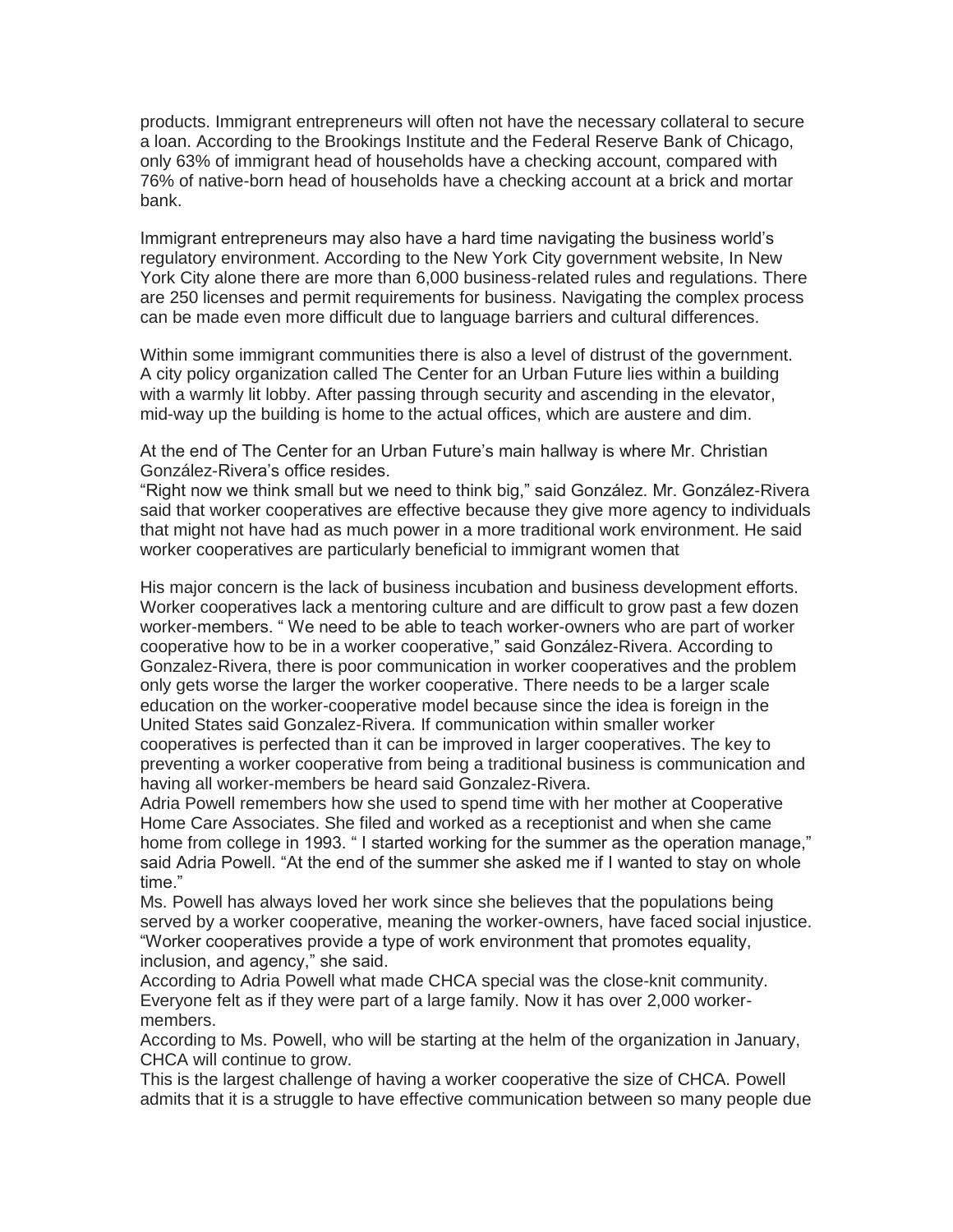products. Immigrant entrepreneurs will often not have the necessary collateral to secure a loan. According to the Brookings Institute and the Federal Reserve Bank of Chicago, only 63% of immigrant head of households have a checking account, compared with 76% of native-born head of households have a checking account at a brick and mortar bank.

Immigrant entrepreneurs may also have a hard time navigating the business world's regulatory environment. According to the New York City government website, In New York City alone there are more than 6,000 business-related rules and regulations. There are 250 licenses and permit requirements for business. Navigating the complex process can be made even more difficult due to language barriers and cultural differences.

Within some immigrant communities there is also a level of distrust of the government. A city policy organization called The Center for an Urban Future lies within a building with a warmly lit lobby. After passing through security and ascending in the elevator, mid-way up the building is home to the actual offices, which are austere and dim.

At the end of The Center for an Urban Future's main hallway is where Mr. Christian González-Rivera's office resides.

"Right now we think small but we need to think big," said González. Mr. González-Rivera said that worker cooperatives are effective because they give more agency to individuals that might not have had as much power in a more traditional work environment. He said worker cooperatives are particularly beneficial to immigrant women that

His major concern is the lack of business incubation and business development efforts. Worker cooperatives lack a mentoring culture and are difficult to grow past a few dozen worker-members. " We need to be able to teach worker-owners who are part of worker cooperative how to be in a worker cooperative," said González-Rivera. According to Gonzalez-Rivera, there is poor communication in worker cooperatives and the problem only gets worse the larger the worker cooperative. There needs to be a larger scale education on the worker-cooperative model because since the idea is foreign in the United States said Gonzalez-Rivera. If communication within smaller worker cooperatives is perfected than it can be improved in larger cooperatives. The key to preventing a worker cooperative from being a traditional business is communication and having all worker-members be heard said Gonzalez-Rivera.

Adria Powell remembers how she used to spend time with her mother at Cooperative Home Care Associates. She filed and worked as a receptionist and when she came home from college in 1993. " I started working for the summer as the operation manage," said Adria Powell. "At the end of the summer she asked me if I wanted to stay on whole time."

Ms. Powell has always loved her work since she believes that the populations being served by a worker cooperative, meaning the worker-owners, have faced social injustice. "Worker cooperatives provide a type of work environment that promotes equality, inclusion, and agency," she said.

According to Adria Powell what made CHCA special was the close-knit community. Everyone felt as if they were part of a large family. Now it has over 2,000 worker-members.

According to Ms. Powell, who will be starting at the helm of the organization in January, CHCA will continue to grow.

This is the largest challenge of having a worker cooperative the size of CHCA. Powell admits that it is a struggle to have effective communication between so many people due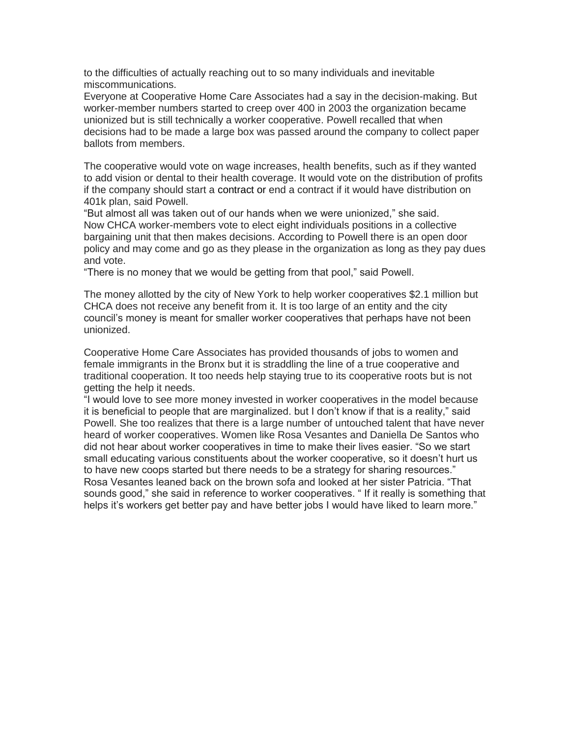to the difficulties of actually reaching out to so many individuals and inevitable miscommunications.

Everyone at Cooperative Home Care Associates had a say in the decision-making. But worker-member numbers started to creep over 400 in 2003 the organization became unionized but is still technically a worker cooperative. Powell recalled that when decisions had to be made a large box was passed around the company to collect paper ballots from members.

The cooperative would vote on wage increases, health benefits, such as if they wanted to add vision or dental to their health coverage. It would vote on the distribution of profits if the company should start a contract or end a contract if it would have distribution on 401k plan, said Powell.

"But almost all was taken out of our hands when we were unionized," she said.

Now CHCA worker-members vote to elect eight individuals positions in a collective bargaining unit that then makes decisions. According to Powell there is an open door policy and may come and go as they please in the organization as long as they pay dues and vote.

"There is no money that we would be getting from that pool," said Powell.

The money allotted by the city of New York to help worker cooperatives $2.1 million but CHCA does not receive any benefit from it. It is too large of an entity and the city council's money is meant for smaller worker cooperatives that perhaps have not been unionized.

Cooperative Home Care Associates has provided thousands of jobs to women and female immigrants in the Bronx but it is straddling the line of a true cooperative and traditional cooperation. It too needs help staying true to its cooperative roots but is not getting the help it needs.

"I would love to see more money invested in worker cooperatives in the model because it is beneficial to people that are marginalized. but I don't know if that is a reality," said Powell. She too realizes that there is a large number of untouched talent that have never heard of worker cooperatives. Women like Rosa Vesantes and Daniella De Santos who did not hear about worker cooperatives in time to make their lives easier. "So we start small educating various constituents about the worker cooperative, so it doesn't hurt us to have new coops started but there needs to be a strategy for sharing resources."

Rosa Vesantes leaned back on the brown sofa and looked at her sister Patricia. "That sounds good," she said in reference to worker cooperatives. " If it really is something that helps it's workers get better pay and have better jobs I would have liked to learn more."